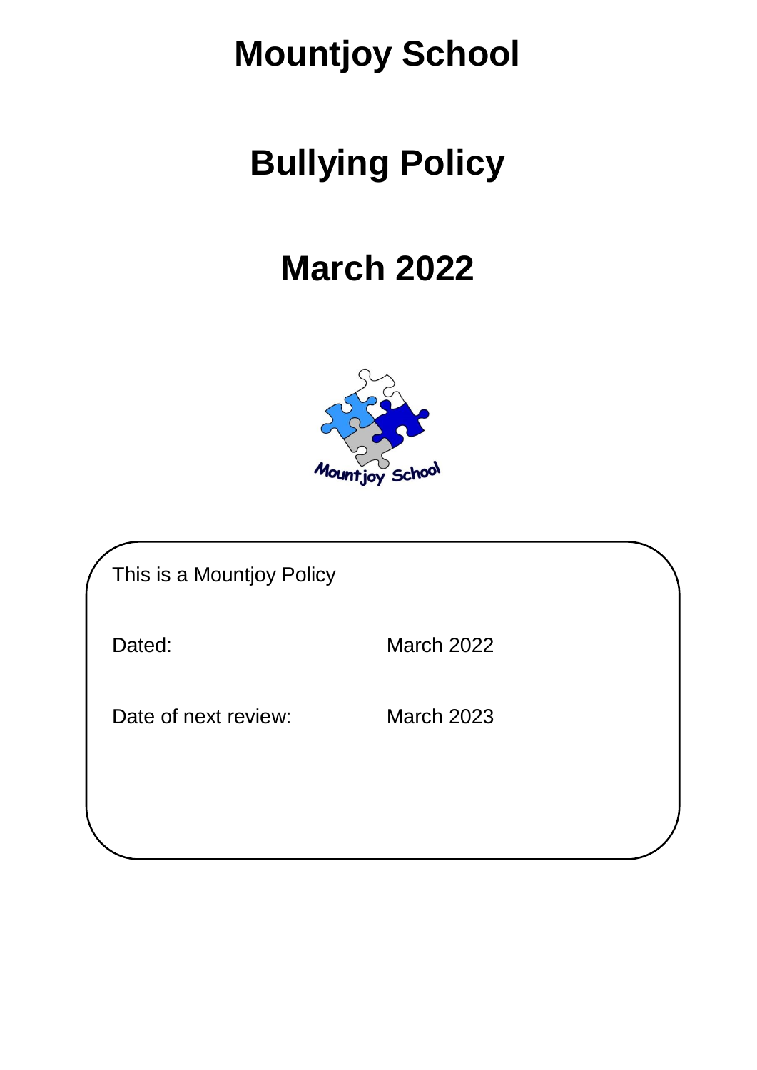# Mountjoy School

# Bullying Policy

# March 2022

This is a Mountjoy Policy

Dated: March 2022

Date of next review: March 2023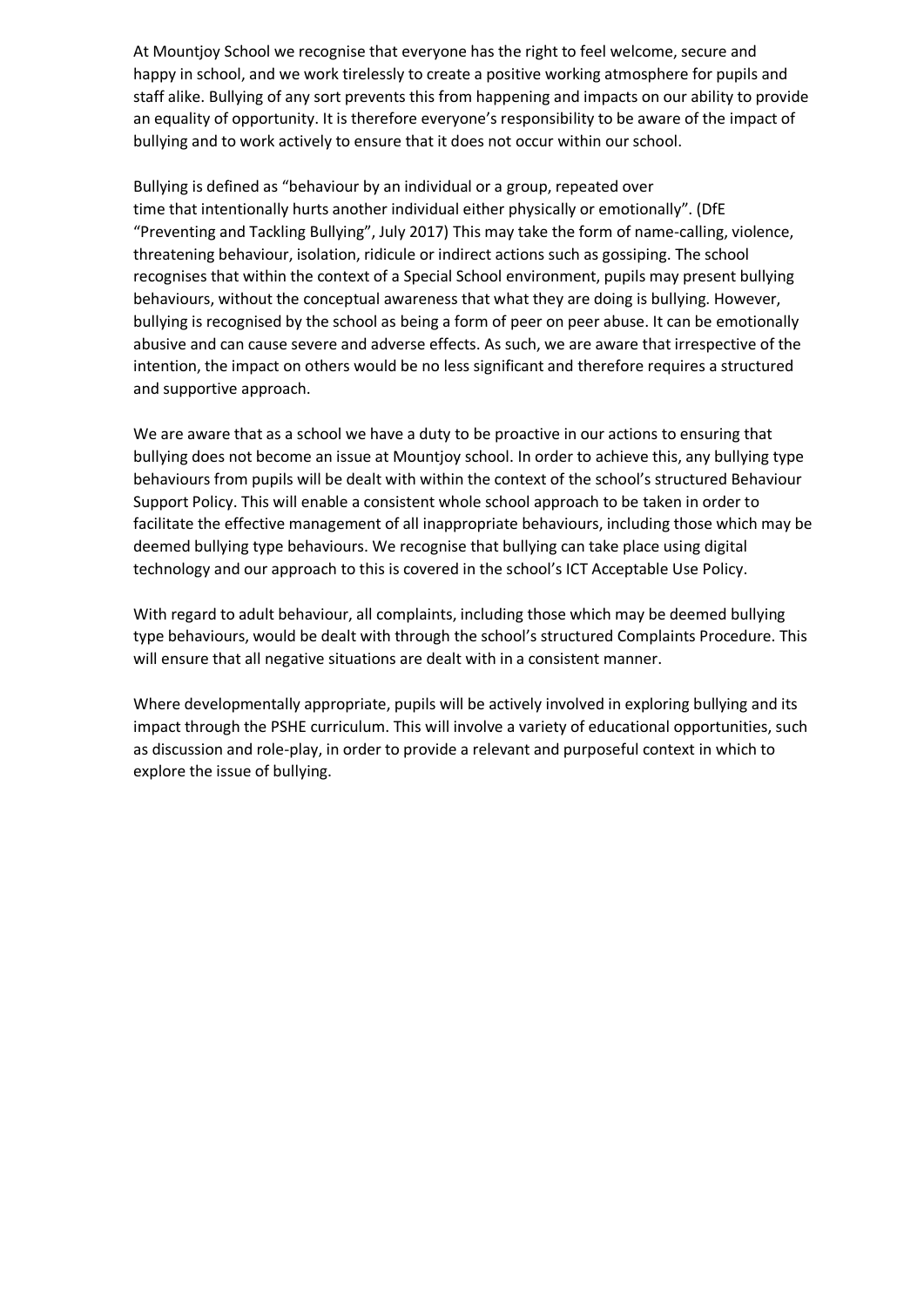At Mountjoy School we recognise that everyone has the right to feel welcome, secure and happy in school, and we work tirelessly to create a positive working atmosphere for pupils and staff alike. Bullying of any sort prevents this from happening and impacts on our ability to provide an equality of opportunity. It is therefore everyone's responsibility to be aware of the impact of bullying and to work actively to ensure that it does not occur within our school.

Bullying is defined as "behaviour by an individual or a group, repeated over time that intentionally hurts another individual either physically or emotionally". (DfE "Preventing and Tackling Bullying", July 2017) This may take the form of name-calling, violence, threatening behaviour, isolation, ridicule or indirect actions such as gossiping. The school recognises that within the context of a Special School environment, pupils may present bullying behaviours, without the conceptual awareness that what they are doing is bullying. However, bullying is recognised by the school as being a form of peer on peer abuse. It can be emotionally abusive and can cause severe and adverse effects. As such, we are aware that irrespective of the intention, the impact on others would be no less significant and therefore requires a structured and supportive approach.

We are aware that as a school we have a duty to be proactive in our actions to ensuring that bullying does not become an issue at Mountjoy school. In order to achieve this, any bullying type behaviours from pupils will be dealt with within the context of the school's structured Behaviour Support Policy. This will enable a consistent whole school approach to be taken in order to facilitate the effective management of all inappropriate behaviours, including those which may be deemed bullying type behaviours. We recognise that bullying can take place using digital technology and our approach to this is covered in the school's ICT Acceptable Use Policy.

With regard to adult behaviour, all complaints, including those which may be deemed bullying type behaviours, would be dealt with through the school's structured Complaints Procedure. This will ensure that all negative situations are dealt with in a consistent manner.

Where developmentally appropriate, pupils will be actively involved in exploring bullying and its impact through the PSHE curriculum. This will involve a variety of educational opportunities, such as discussion and role-play, in order to provide a relevant and purposeful context in which to explore the issue of bullying.